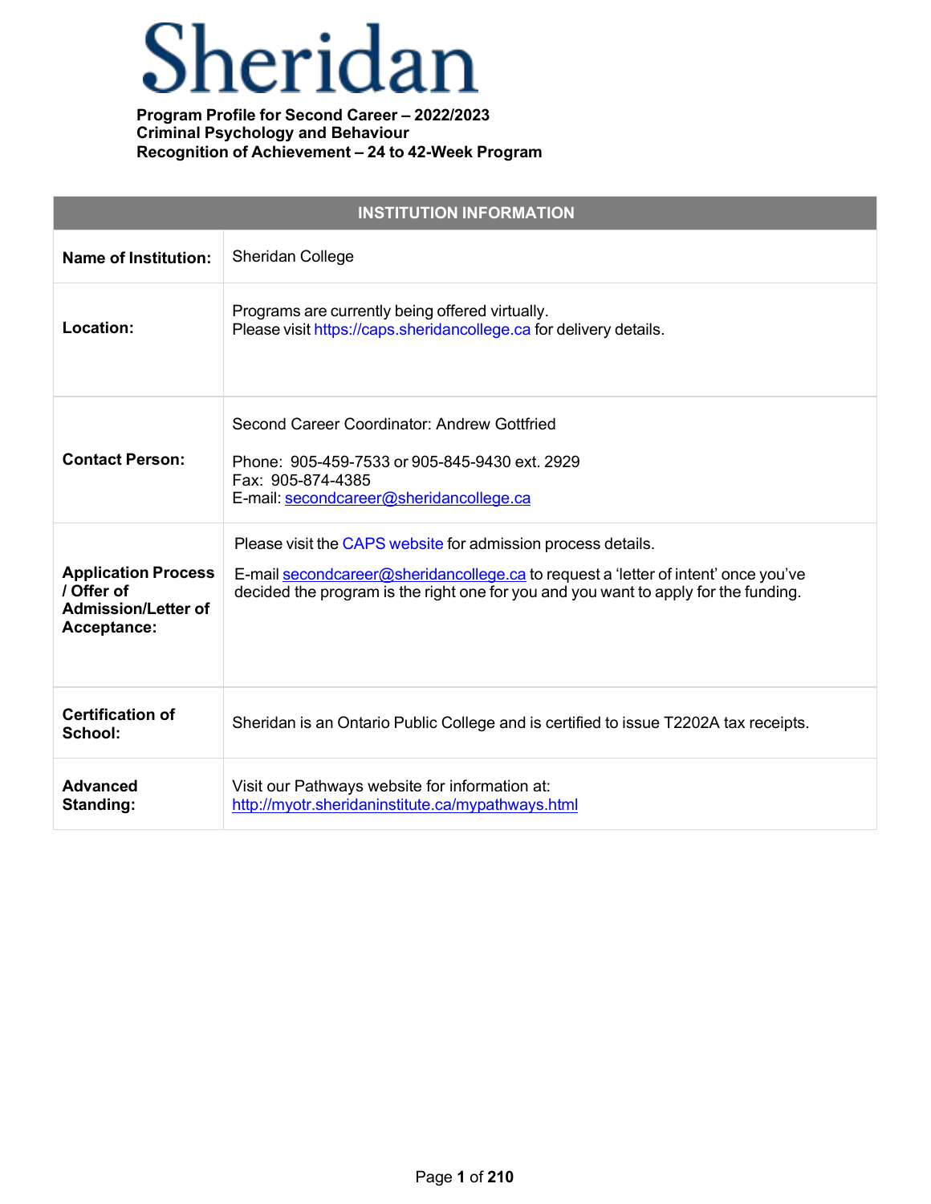# Sheridan

**Program Profile for Second Career – 2022/2023**
**Criminal Psychology and Behaviour**
**Recognition of Achievement – 24 to 42-Week Program**

| INSTITUTION INFORMATION | |
|---|---|
| **Name of Institution:** | Sheridan College |
| **Location:** | Programs are currently being offered virtually.<br>Please visit https://caps.sheridancollege.ca for delivery details. |
| **Contact Person:** | Second Career Coordinator: Andrew Gottfried<br><br>Phone: 905-459-7533 or 905-845-9430 ext. 2929<br>Fax: 905-874-4385<br>E-mail: secondcareer@sheridancollege.ca |
| **Application Process / Offer of Admission/Letter of Acceptance:** | Please visit the CAPS website for admission process details.<br><br>E-mail secondcareer@sheridancollege.ca to request a 'letter of intent' once you've decided the program is the right one for you and you want to apply for the funding. |
| **Certification of School:** | Sheridan is an Ontario Public College and is certified to issue T2202A tax receipts. |
| **Advanced Standing:** | Visit our Pathways website for information at:<br>http://myotr.sheridaninstitute.ca/mypathways.html |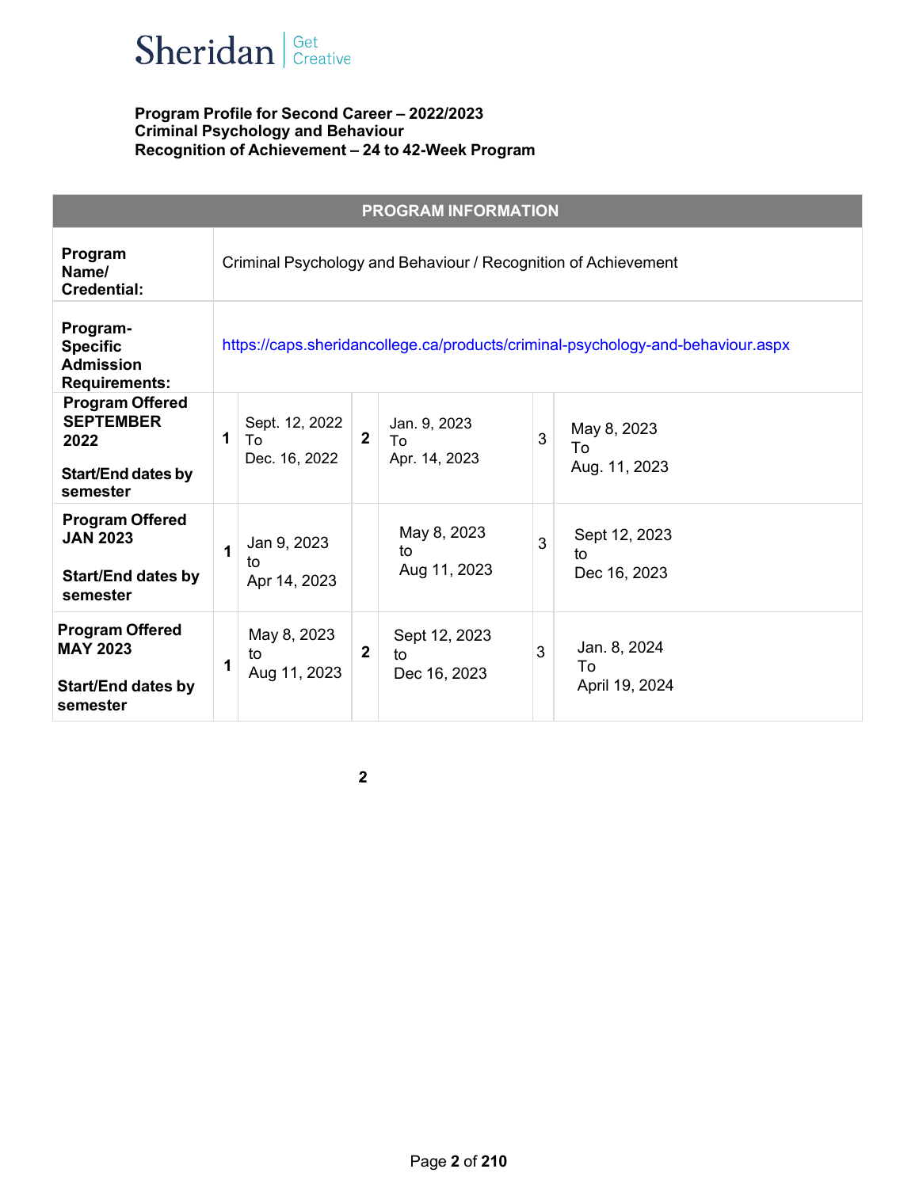**Program Profile for Second Career – 2022/2023**
**Criminal Psychology and Behaviour**
**Recognition of Achievement – 24 to 42-Week Program**

| PROGRAM INFORMATION | | | | | | |
|---|---|---|---|---|---|---|
| **Program Name/ Credential:** | Criminal Psychology and Behaviour / Recognition of Achievement | | | | | |
| **Program-Specific Admission Requirements:** | https://caps.sheridancollege.ca/products/criminal-psychology-and-behaviour.aspx | | | | | |
| **Program Offered SEPTEMBER 2022**<br><br>**Start/End dates by semester** | **1** | Sept. 12, 2022 To Dec. 16, 2022 | **2** | Jan. 9, 2023 To Apr. 14, 2023 | 3 | May 8, 2023 To Aug. 11, 2023 |
| **Program Offered JAN 2023**<br><br>**Start/End dates by semester** | **1** | Jan 9, 2023 to Apr 14, 2023 | | May 8, 2023 to Aug 11, 2023 | 3 | Sept 12, 2023 to Dec 16, 2023 |
| **Program Offered MAY 2023**<br><br>**Start/End dates by semester** | **1** | May 8, 2023 to Aug 11, 2023 | **2** | Sept 12, 2023 to Dec 16, 2023 | 3 | Jan. 8, 2024 To April 19, 2024 |

**2**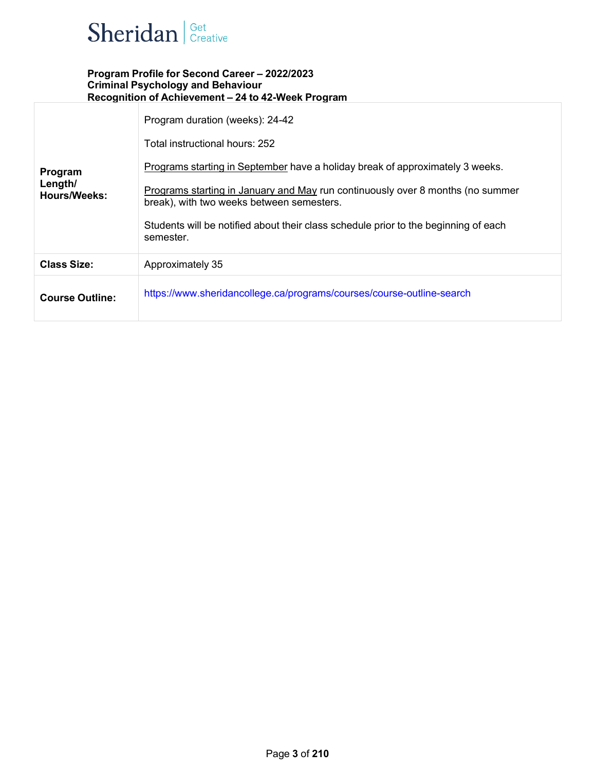**Program Profile for Second Career – 2022/2023**
**Criminal Psychology and Behaviour**
**Recognition of Achievement – 24 to 42-Week Program**

| | |
|---|---|
| **Program Length/ Hours/Weeks:** | Program duration (weeks): 24-42<br><br>Total instructional hours: 252<br><br>Programs starting in September have a holiday break of approximately 3 weeks.<br><br>Programs starting in January and May run continuously over 8 months (no summer break), with two weeks between semesters.<br><br>Students will be notified about their class schedule prior to the beginning of each semester. |
| **Class Size:** | Approximately 35 |
| **Course Outline:** | https://www.sheridancollege.ca/programs/courses/course-outline-search |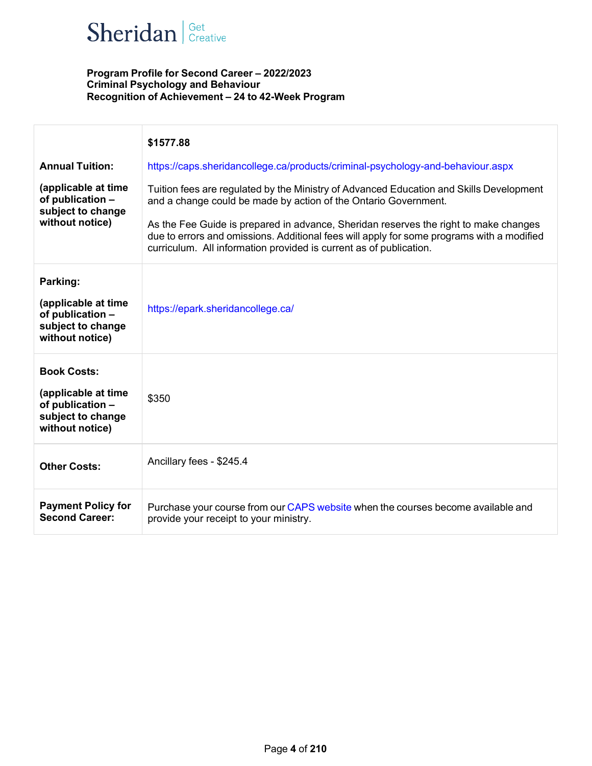Sheridan | Get Creative

**Program Profile for Second Career – 2022/2023**
**Criminal Psychology and Behaviour**
**Recognition of Achievement – 24 to 42-Week Program**

| | |
|---|---|
| **Annual Tuition:** **(applicable at time of publication – subject to change without notice)** | **$1577.88** https://caps.sheridancollege.ca/products/criminal-psychology-and-behaviour.aspx Tuition fees are regulated by the Ministry of Advanced Education and Skills Development and a change could be made by action of the Ontario Government. As the Fee Guide is prepared in advance, Sheridan reserves the right to make changes due to errors and omissions. Additional fees will apply for some programs with a modified curriculum. All information provided is current as of publication. |
| **Parking:** **(applicable at time of publication – subject to change without notice)** | https://epark.sheridancollege.ca/ |
| **Book Costs:** **(applicable at time of publication – subject to change without notice)** | $350 |
| **Other Costs:** | Ancillary fees - $245.4 |
| **Payment Policy for Second Career:** | Purchase your course from our CAPS website when the courses become available and provide your receipt to your ministry. |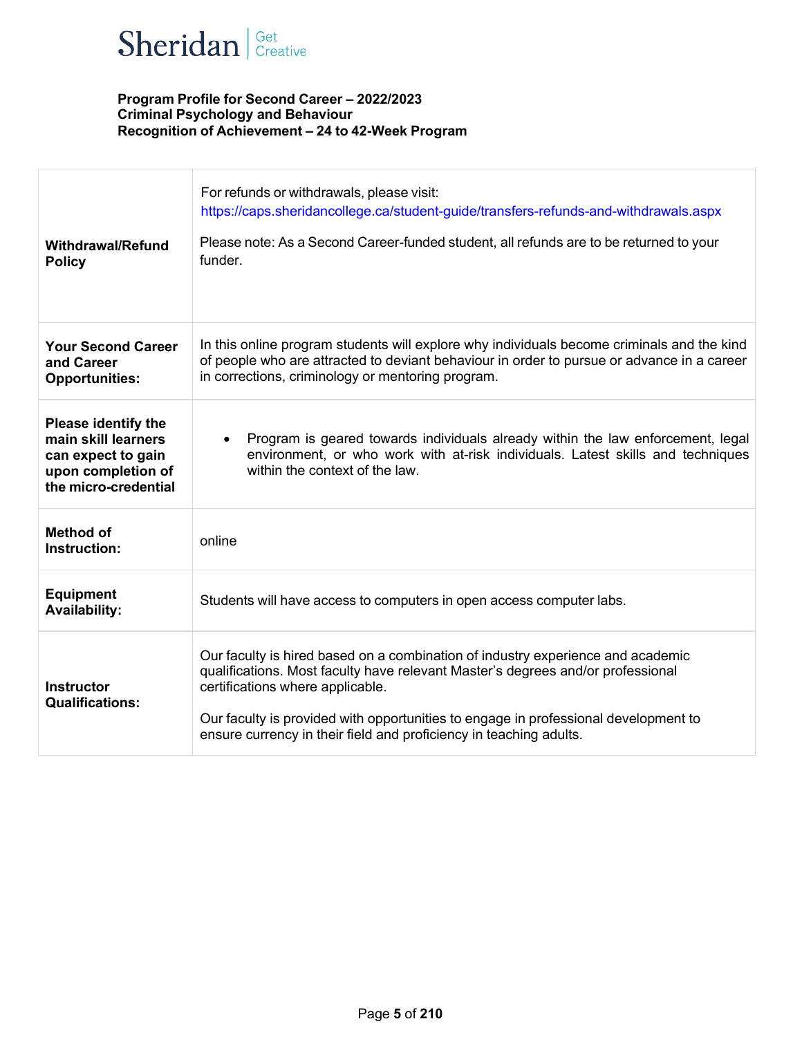**Program Profile for Second Career – 2022/2023**
**Criminal Psychology and Behaviour**
**Recognition of Achievement – 24 to 42-Week Program**

| | |
|---|---|
| **Withdrawal/Refund Policy** | For refunds or withdrawals, please visit: https://caps.sheridancollege.ca/student-guide/transfers-refunds-and-withdrawals.aspx<br><br>Please note: As a Second Career-funded student, all refunds are to be returned to your funder. |
| **Your Second Career and Career Opportunities:** | In this online program students will explore why individuals become criminals and the kind of people who are attracted to deviant behaviour in order to pursue or advance in a career in corrections, criminology or mentoring program. |
| **Please identify the main skill learners can expect to gain upon completion of the micro-credential** | • Program is geared towards individuals already within the law enforcement, legal environment, or who work with at-risk individuals. Latest skills and techniques within the context of the law. |
| **Method of Instruction:** | online |
| **Equipment Availability:** | Students will have access to computers in open access computer labs. |
| **Instructor Qualifications:** | Our faculty is hired based on a combination of industry experience and academic qualifications. Most faculty have relevant Master's degrees and/or professional certifications where applicable.<br><br>Our faculty is provided with opportunities to engage in professional development to ensure currency in their field and proficiency in teaching adults. |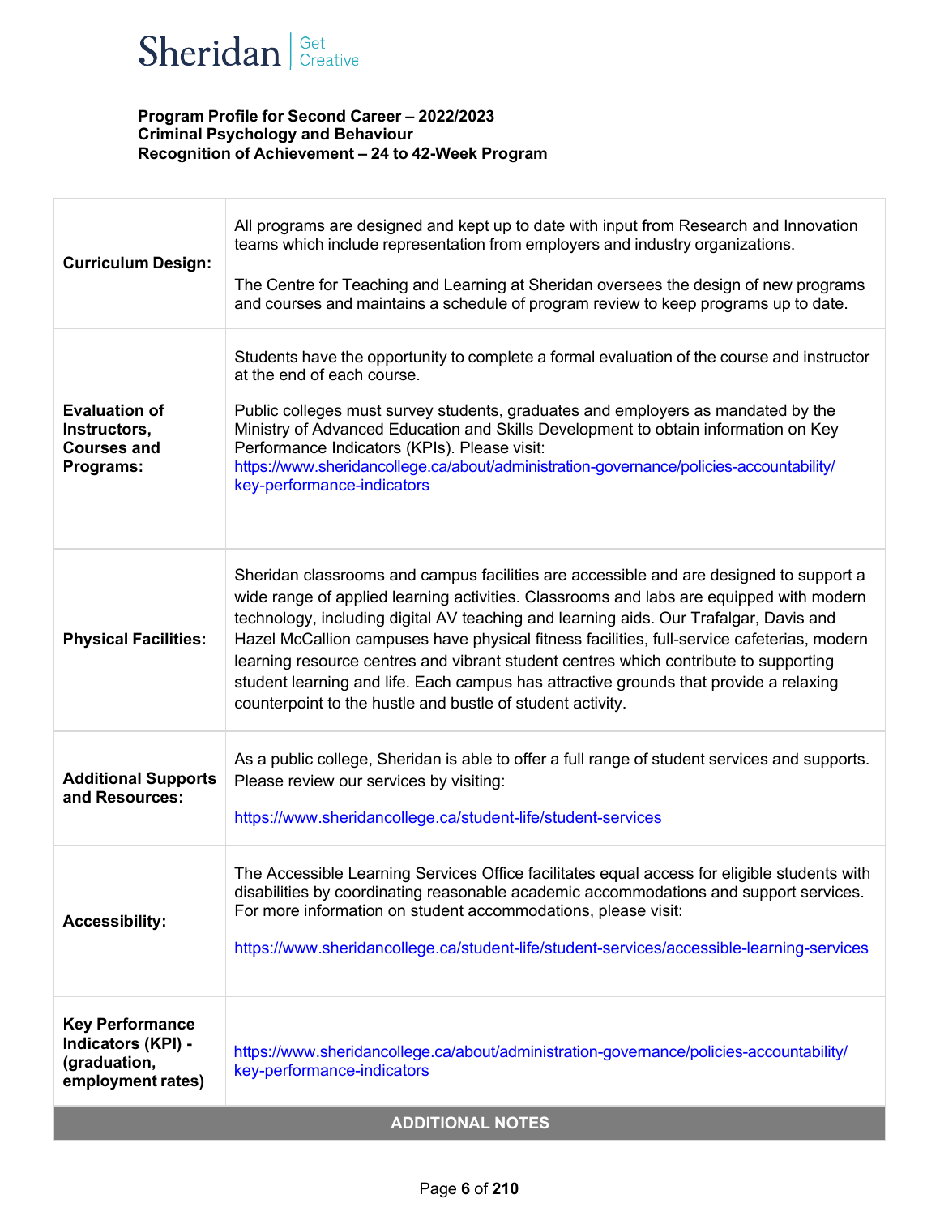**Program Profile for Second Career – 2022/2023**
**Criminal Psychology and Behaviour**
**Recognition of Achievement – 24 to 42-Week Program**

| | |
|---|---|
| **Curriculum Design:** | All programs are designed and kept up to date with input from Research and Innovation teams which include representation from employers and industry organizations.<br><br>The Centre for Teaching and Learning at Sheridan oversees the design of new programs and courses and maintains a schedule of program review to keep programs up to date. |
| **Evaluation of Instructors, Courses and Programs:** | Students have the opportunity to complete a formal evaluation of the course and instructor at the end of each course.<br><br>Public colleges must survey students, graduates and employers as mandated by the Ministry of Advanced Education and Skills Development to obtain information on Key Performance Indicators (KPIs). Please visit: https://www.sheridancollege.ca/about/administration-governance/policies-accountability/key-performance-indicators |
| **Physical Facilities:** | Sheridan classrooms and campus facilities are accessible and are designed to support a wide range of applied learning activities. Classrooms and labs are equipped with modern technology, including digital AV teaching and learning aids. Our Trafalgar, Davis and Hazel McCallion campuses have physical fitness facilities, full-service cafeterias, modern learning resource centres and vibrant student centres which contribute to supporting student learning and life. Each campus has attractive grounds that provide a relaxing counterpoint to the hustle and bustle of student activity. |
| **Additional Supports and Resources:** | As a public college, Sheridan is able to offer a full range of student services and supports. Please review our services by visiting:<br><br>https://www.sheridancollege.ca/student-life/student-services |
| **Accessibility:** | The Accessible Learning Services Office facilitates equal access for eligible students with disabilities by coordinating reasonable academic accommodations and support services. For more information on student accommodations, please visit:<br><br>https://www.sheridancollege.ca/student-life/student-services/accessible-learning-services |
| **Key Performance Indicators (KPI) - (graduation, employment rates)** | https://www.sheridancollege.ca/about/administration-governance/policies-accountability/key-performance-indicators |

**ADDITIONAL NOTES**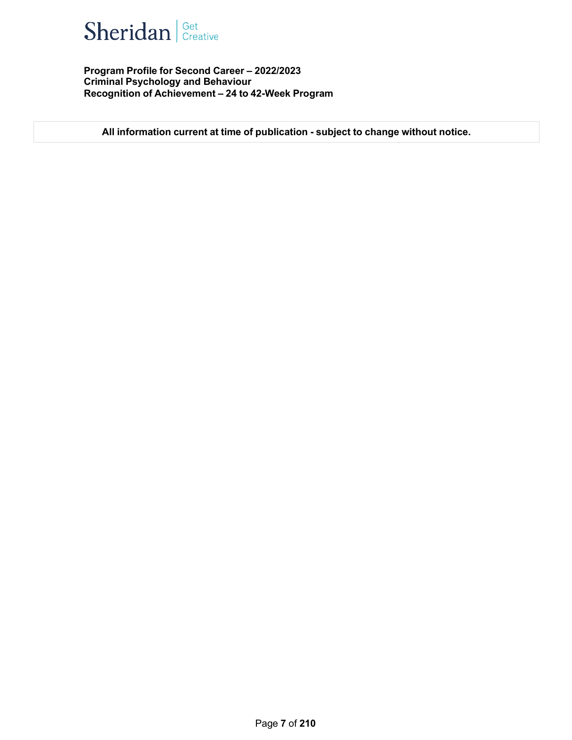**Program Profile for Second Career – 2022/2023**
**Criminal Psychology and Behaviour**
**Recognition of Achievement – 24 to 42-Week Program**

**All information current at time of publication - subject to change without notice.**